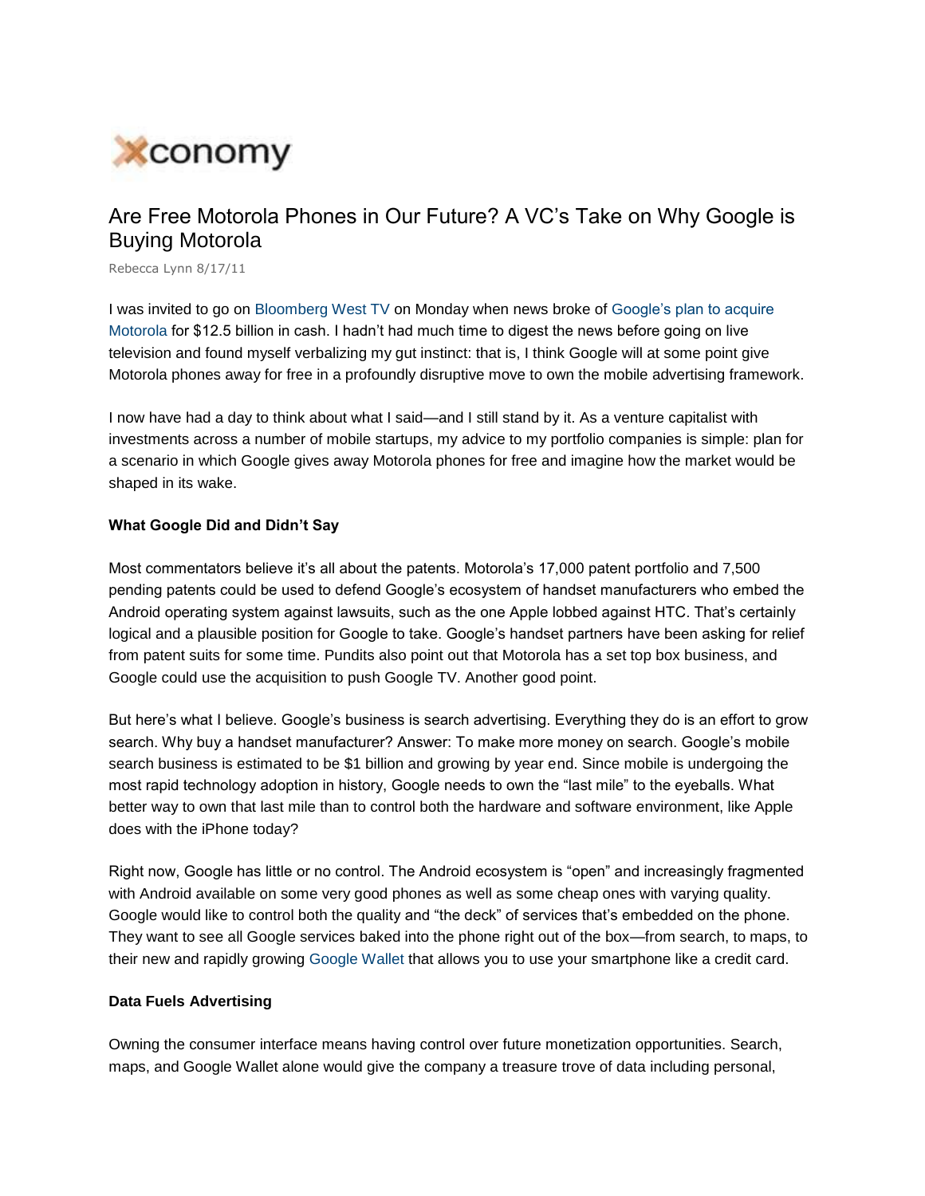Xconomy

# Are Free Motorola Phones in Our Future? A VC's Take on Why Google is Buying Motorola

Rebecca Lynn 8/17/11

I was invited to go on Bloomberg West TV on Monday when news broke of Google's plan to acquire Motorola for $12.5 billion in cash. I hadn't had much time to digest the news before going on live television and found myself verbalizing my gut instinct: that is, I think Google will at some point give Motorola phones away for free in a profoundly disruptive move to own the mobile advertising framework.

I now have had a day to think about what I said—and I still stand by it. As a venture capitalist with investments across a number of mobile startups, my advice to my portfolio companies is simple: plan for a scenario in which Google gives away Motorola phones for free and imagine how the market would be shaped in its wake.

**What Google Did and Didn't Say**

Most commentators believe it's all about the patents. Motorola's 17,000 patent portfolio and 7,500 pending patents could be used to defend Google's ecosystem of handset manufacturers who embed the Android operating system against lawsuits, such as the one Apple lobbed against HTC. That's certainly logical and a plausible position for Google to take. Google's handset partners have been asking for relief from patent suits for some time. Pundits also point out that Motorola has a set top box business, and Google could use the acquisition to push Google TV. Another good point.

But here's what I believe. Google's business is search advertising. Everything they do is an effort to grow search. Why buy a handset manufacturer? Answer: To make more money on search. Google's mobile search business is estimated to be $1 billion and growing by year end. Since mobile is undergoing the most rapid technology adoption in history, Google needs to own the "last mile" to the eyeballs. What better way to own that last mile than to control both the hardware and software environment, like Apple does with the iPhone today?

Right now, Google has little or no control. The Android ecosystem is "open" and increasingly fragmented with Android available on some very good phones as well as some cheap ones with varying quality. Google would like to control both the quality and "the deck" of services that's embedded on the phone. They want to see all Google services baked into the phone right out of the box—from search, to maps, to their new and rapidly growing Google Wallet that allows you to use your smartphone like a credit card.

**Data Fuels Advertising**

Owning the consumer interface means having control over future monetization opportunities. Search, maps, and Google Wallet alone would give the company a treasure trove of data including personal,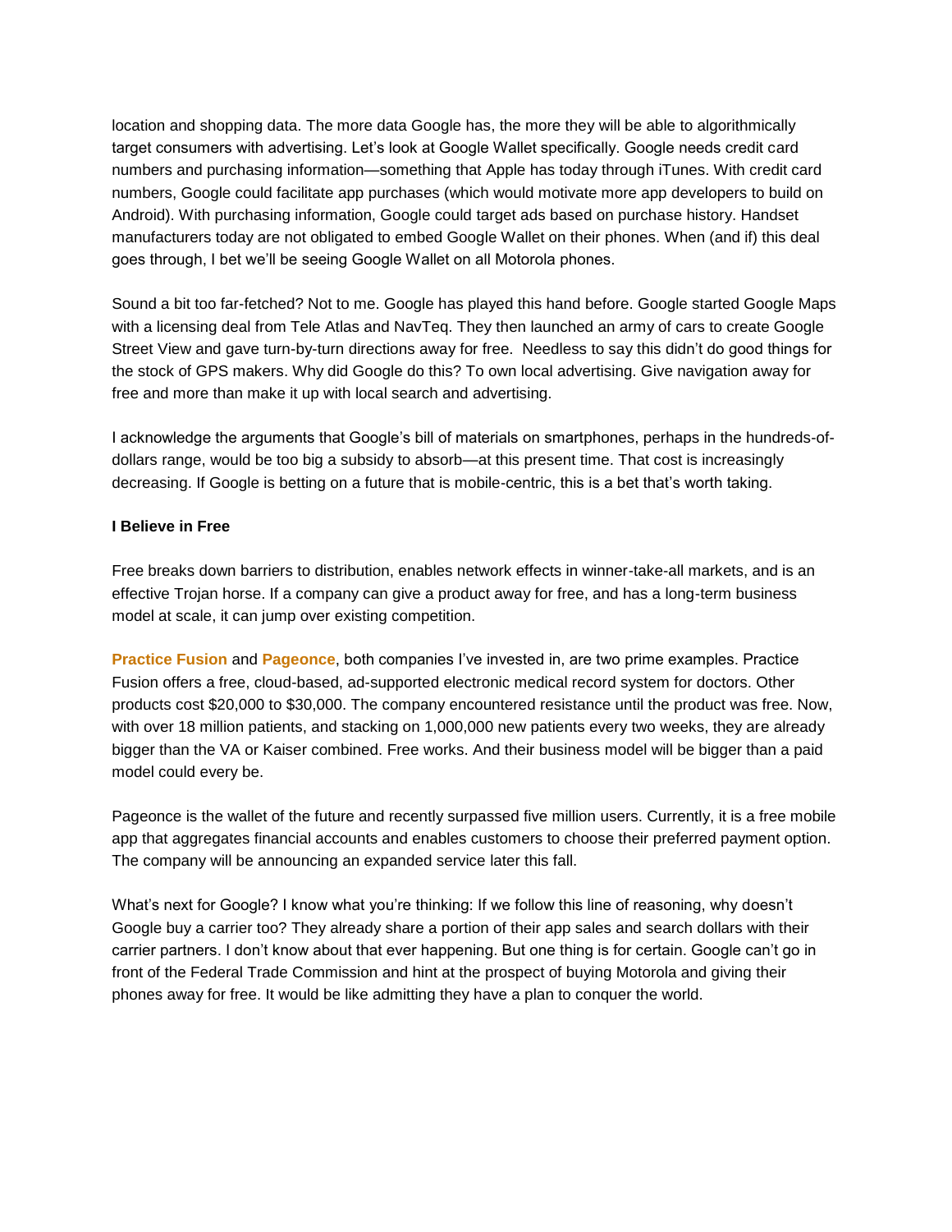location and shopping data. The more data Google has, the more they will be able to algorithmically target consumers with advertising. Let's look at Google Wallet specifically. Google needs credit card numbers and purchasing information—something that Apple has today through iTunes. With credit card numbers, Google could facilitate app purchases (which would motivate more app developers to build on Android). With purchasing information, Google could target ads based on purchase history. Handset manufacturers today are not obligated to embed Google Wallet on their phones. When (and if) this deal goes through, I bet we'll be seeing Google Wallet on all Motorola phones.

Sound a bit too far-fetched? Not to me. Google has played this hand before. Google started Google Maps with a licensing deal from Tele Atlas and NavTeq. They then launched an army of cars to create Google Street View and gave turn-by-turn directions away for free. Needless to say this didn't do good things for the stock of GPS makers. Why did Google do this? To own local advertising. Give navigation away for free and more than make it up with local search and advertising.

I acknowledge the arguments that Google's bill of materials on smartphones, perhaps in the hundreds-of-dollars range, would be too big a subsidy to absorb—at this present time. That cost is increasingly decreasing. If Google is betting on a future that is mobile-centric, this is a bet that's worth taking.

**I Believe in Free**

Free breaks down barriers to distribution, enables network effects in winner-take-all markets, and is an effective Trojan horse. If a company can give a product away for free, and has a long-term business model at scale, it can jump over existing competition.

**Practice Fusion** and **Pageonce**, both companies I've invested in, are two prime examples. Practice Fusion offers a free, cloud-based, ad-supported electronic medical record system for doctors. Other products cost \$20,000 to \$30,000. The company encountered resistance until the product was free. Now, with over 18 million patients, and stacking on 1,000,000 new patients every two weeks, they are already bigger than the VA or Kaiser combined. Free works. And their business model will be bigger than a paid model could every be.

Pageonce is the wallet of the future and recently surpassed five million users. Currently, it is a free mobile app that aggregates financial accounts and enables customers to choose their preferred payment option. The company will be announcing an expanded service later this fall.

What's next for Google? I know what you're thinking: If we follow this line of reasoning, why doesn't Google buy a carrier too? They already share a portion of their app sales and search dollars with their carrier partners. I don't know about that ever happening. But one thing is for certain. Google can't go in front of the Federal Trade Commission and hint at the prospect of buying Motorola and giving their phones away for free. It would be like admitting they have a plan to conquer the world.